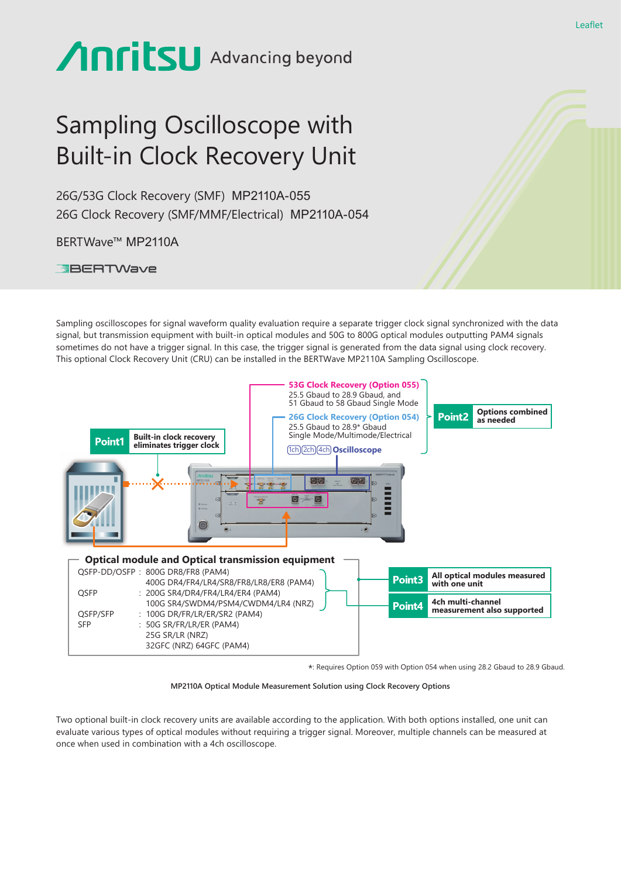Leaflet

Anritsu Advancing beyond

# Sampling Oscilloscope with Built-in Clock Recovery Unit

26G/53G Clock Recovery (SMF) MP2110A-055
26G Clock Recovery (SMF/MMF/Electrical) MP2110A-054

BERTWave™ MP2110A

BERTWave

Sampling oscilloscopes for signal waveform quality evaluation require a separate trigger clock signal synchronized with the data signal, but transmission equipment with built-in optical modules and 50G to 800G optical modules outputting PAM4 signals sometimes do not have a trigger signal. In this case, the trigger signal is generated from the data signal using clock recovery. This optional Clock Recovery Unit (CRU) can be installed in the BERTWave MP2110A Sampling Oscilloscope.

**53G Clock Recovery (Option 055)**
25.5 Gbaud to 28.9 Gbaud, and
51 Gbaud to 58 Gbaud Single Mode

**26G Clock Recovery (Option 054)**
25.5 Gbaud to 28.9* Gbaud
Single Mode/Multimode/Electrical

1ch 2ch 4ch **Oscilloscope**

**Point1** Built-in clock recovery eliminates trigger clock

**Point2** Options combined as needed

**Point3** All optical modules measured with one unit

**Point4** 4ch multi-channel measurement also supported

**Optical module and Optical transmission equipment**

| | |
|---|---|
| QSFP-DD/OSFP | 800G DR8/FR8 (PAM4) |
| | 400G DR4/FR4/LR4/SR8/FR8/LR8/ER8 (PAM4) |
| QSFP | 200G SR4/DR4/FR4/LR4/ER4 (PAM4) |
| | 100G SR4/SWDM4/PSM4/CWDM4/LR4 (NRZ) |
| QSFP/SFP | 100G DR/FR/LR/ER/SR2 (PAM4) |
| SFP | 50G SR/FR/LR/ER (PAM4) |
| | 25G SR/LR (NRZ) |
| | 32GFC (NRZ) 64GFC (PAM4) |

*: Requires Option 059 with Option 054 when using 28.2 Gbaud to 28.9 Gbaud.

MP2110A Optical Module Measurement Solution using Clock Recovery Options

Two optional built-in clock recovery units are available according to the application. With both options installed, one unit can evaluate various types of optical modules without requiring a trigger signal. Moreover, multiple channels can be measured at once when used in combination with a 4ch oscilloscope.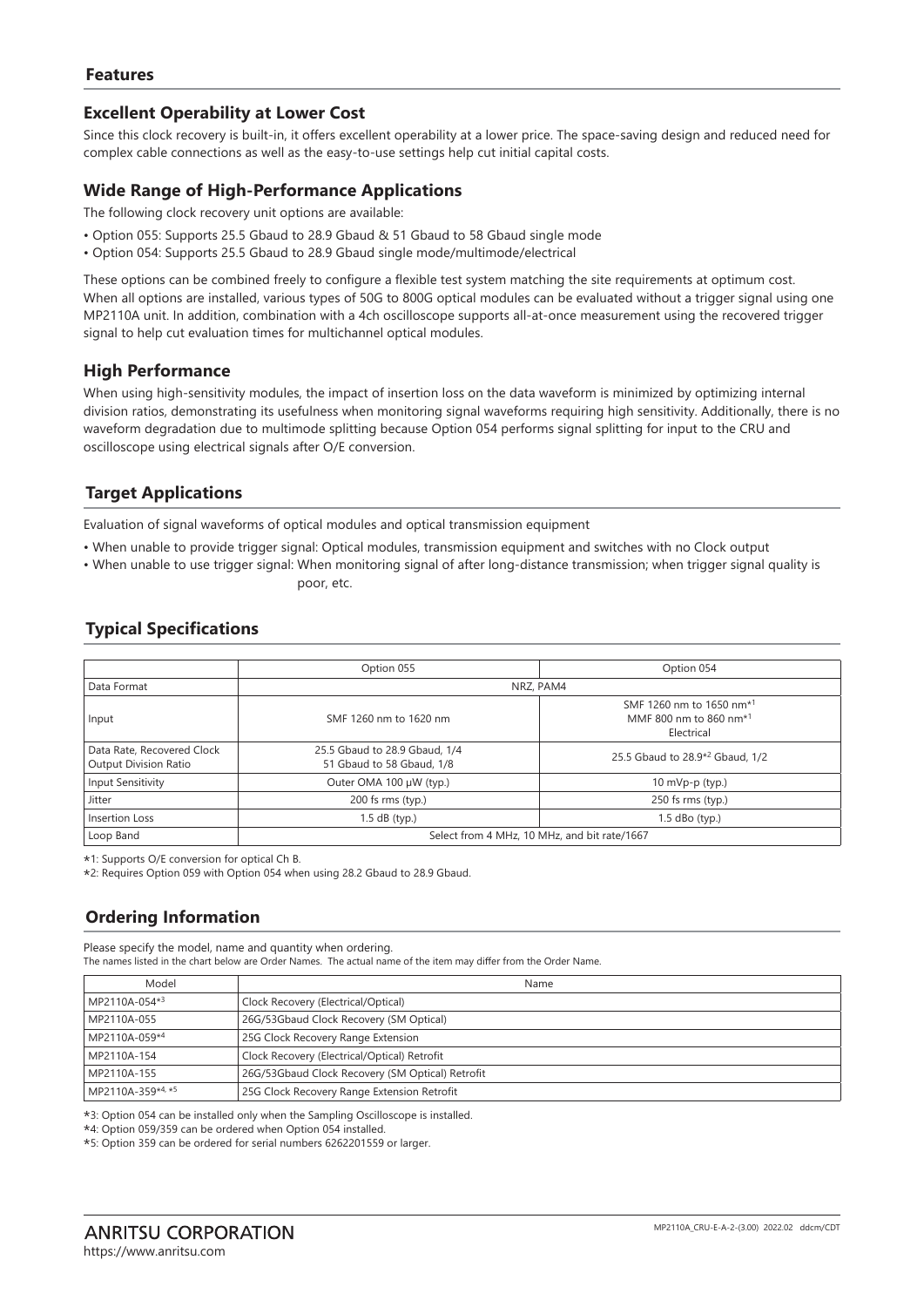## Features

### Excellent Operability at Lower Cost

Since this clock recovery is built-in, it offers excellent operability at a lower price. The space-saving design and reduced need for complex cable connections as well as the easy-to-use settings help cut initial capital costs.

### Wide Range of High-Performance Applications

The following clock recovery unit options are available:

- Option 055: Supports 25.5 Gbaud to 28.9 Gbaud & 51 Gbaud to 58 Gbaud single mode
- Option 054: Supports 25.5 Gbaud to 28.9 Gbaud single mode/multimode/electrical

These options can be combined freely to configure a flexible test system matching the site requirements at optimum cost. When all options are installed, various types of 50G to 800G optical modules can be evaluated without a trigger signal using one MP2110A unit. In addition, combination with a 4ch oscilloscope supports all-at-once measurement using the recovered trigger signal to help cut evaluation times for multichannel optical modules.

### High Performance

When using high-sensitivity modules, the impact of insertion loss on the data waveform is minimized by optimizing internal division ratios, demonstrating its usefulness when monitoring signal waveforms requiring high sensitivity. Additionally, there is no waveform degradation due to multimode splitting because Option 054 performs signal splitting for input to the CRU and oscilloscope using electrical signals after O/E conversion.

## Target Applications

Evaluation of signal waveforms of optical modules and optical transmission equipment

- When unable to provide trigger signal: Optical modules, transmission equipment and switches with no Clock output
- When unable to use trigger signal: When monitoring signal of after long-distance transmission; when trigger signal quality is poor, etc.

## Typical Specifications

| | Option 055 | Option 054 |
|---|---|---|
| Data Format | NRZ, PAM4 | |
| Input | SMF 1260 nm to 1620 nm | SMF 1260 nm to 1650 nm*1<br>MMF 800 nm to 860 nm*1<br>Electrical |
| Data Rate, Recovered Clock Output Division Ratio | 25.5 Gbaud to 28.9 Gbaud, 1/4<br>51 Gbaud to 58 Gbaud, 1/8 | 25.5 Gbaud to 28.9*2 Gbaud, 1/2 |
| Input Sensitivity | Outer OMA 100 µW (typ.) | 10 mVp-p (typ.) |
| Jitter | 200 fs rms (typ.) | 250 fs rms (typ.) |
| Insertion Loss | 1.5 dB (typ.) | 1.5 dBo (typ.) |
| Loop Band | Select from 4 MHz, 10 MHz, and bit rate/1667 | |

*1: Supports O/E conversion for optical Ch B.

*2: Requires Option 059 with Option 054 when using 28.2 Gbaud to 28.9 Gbaud.

## Ordering Information

Please specify the model, name and quantity when ordering.
The names listed in the chart below are Order Names. The actual name of the item may differ from the Order Name.

| Model | Name |
|---|---|
| MP2110A-054*3 | Clock Recovery (Electrical/Optical) |
| MP2110A-055 | 26G/53Gbaud Clock Recovery (SM Optical) |
| MP2110A-059*4 | 25G Clock Recovery Range Extension |
| MP2110A-154 | Clock Recovery (Electrical/Optical) Retrofit |
| MP2110A-155 | 26G/53Gbaud Clock Recovery (SM Optical) Retrofit |
| MP2110A-359*4, *5 | 25G Clock Recovery Range Extension Retrofit |

*3: Option 054 can be installed only when the Sampling Oscilloscope is installed.

*4: Option 059/359 can be ordered when Option 054 installed.

*5: Option 359 can be ordered for serial numbers 6262201559 or larger.

ANRITSU CORPORATION
https://www.anritsu.com

MP2110A_CRU-E-A-2-(3.00) 2022.02 ddcm/CDT